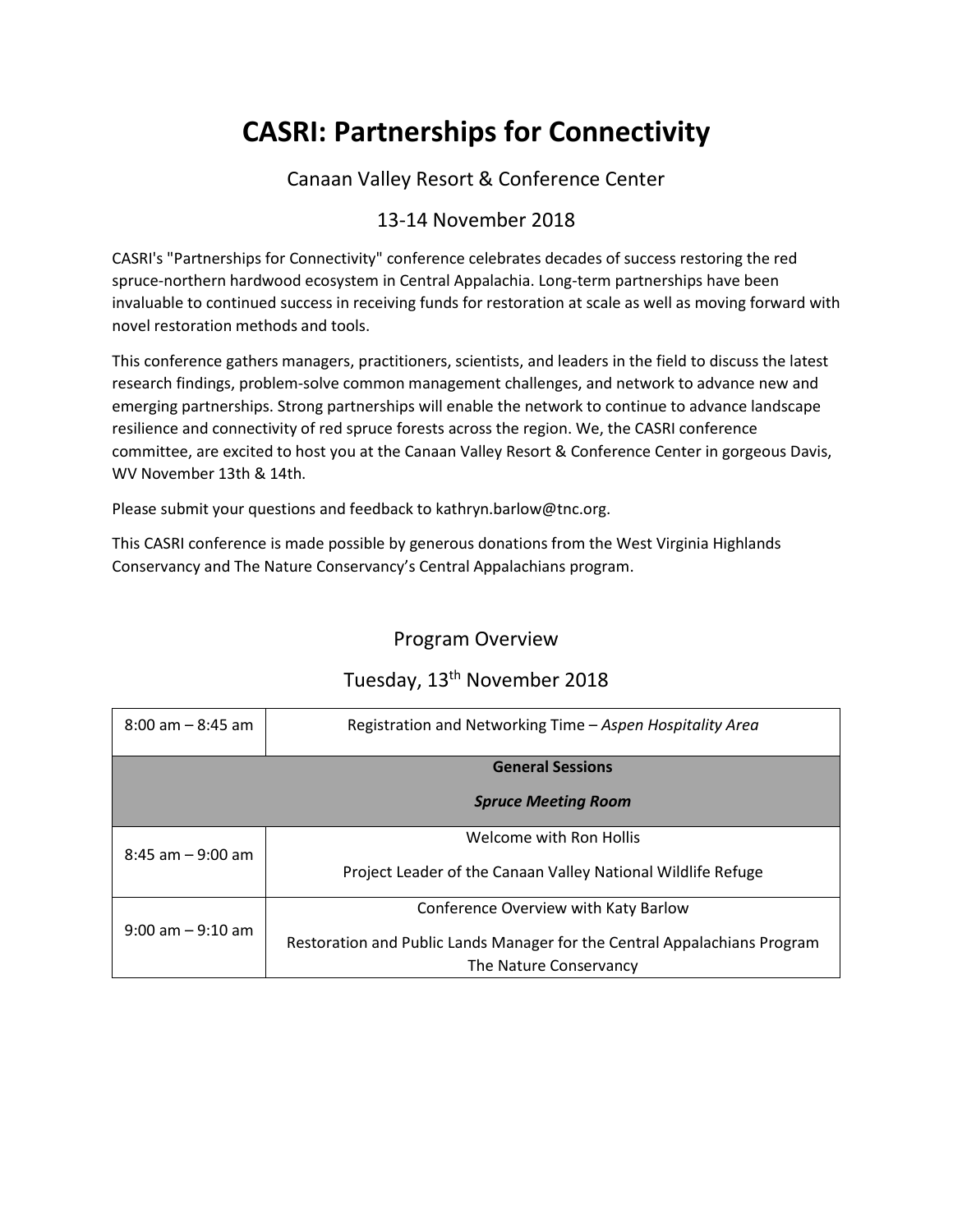# CASRI: Partnerships for Connectivity

Canaan Valley Resort & Conference Center

13-14 November 2018

CASRI's "Partnerships for Connectivity" conference celebrates decades of success restoring the red spruce-northern hardwood ecosystem in Central Appalachia. Long-term partnerships have been invaluable to continued success in receiving funds for restoration at scale as well as moving forward with novel restoration methods and tools.

This conference gathers managers, practitioners, scientists, and leaders in the field to discuss the latest research findings, problem-solve common management challenges, and network to advance new and emerging partnerships. Strong partnerships will enable the network to continue to advance landscape resilience and connectivity of red spruce forests across the region. We, the CASRI conference committee, are excited to host you at the Canaan Valley Resort & Conference Center in gorgeous Davis, WV November 13th & 14th.

Please submit your questions and feedback to kathryn.barlow@tnc.org.

This CASRI conference is made possible by generous donations from the West Virginia Highlands Conservancy and The Nature Conservancy's Central Appalachians program.

## Program Overview

### Tuesday, 13th November 2018

| | |
|---|---|
| 8:00 am – 8:45 am | Registration and Networking Time – *Aspen Hospitality Area* |
| **General Sessions** *Spruce Meeting Room* | |
| 8:45 am – 9:00 am | Welcome with Ron Hollis<br>Project Leader of the Canaan Valley National Wildlife Refuge |
| 9:00 am – 9:10 am | Conference Overview with Katy Barlow<br>Restoration and Public Lands Manager for the Central Appalachians Program The Nature Conservancy |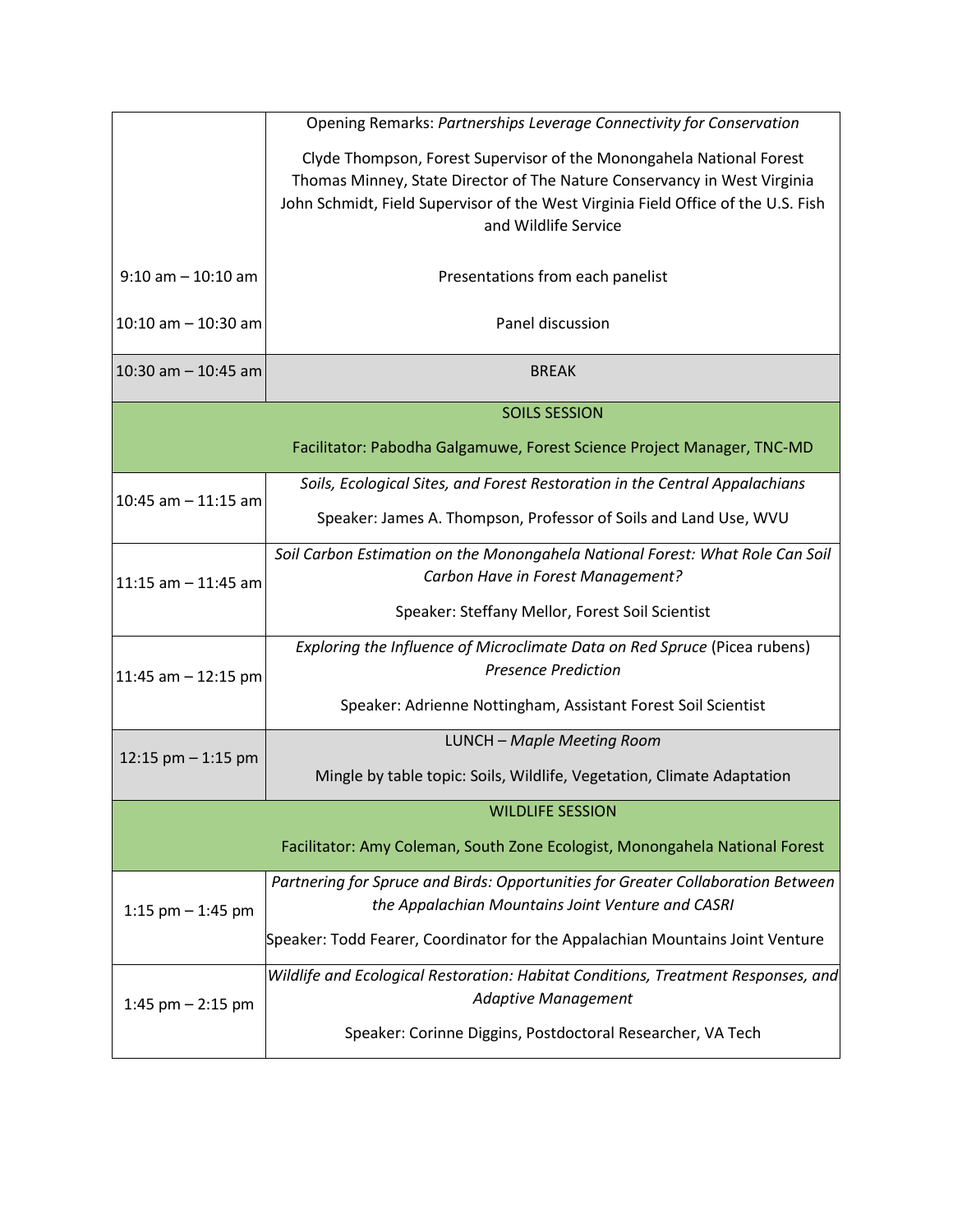| | |
|---|---|
| | Opening Remarks: *Partnerships Leverage Connectivity for Conservation*<br><br>Clyde Thompson, Forest Supervisor of the Monongahela National Forest<br>Thomas Minney, State Director of The Nature Conservancy in West Virginia<br>John Schmidt, Field Supervisor of the West Virginia Field Office of the U.S. Fish and Wildlife Service |
| 9:10 am – 10:10 am | Presentations from each panelist |
| 10:10 am – 10:30 am | Panel discussion |
| 10:30 am – 10:45 am | BREAK |
| | SOILS SESSION<br><br>Facilitator: Pabodha Galgamuwe, Forest Science Project Manager, TNC-MD |
| 10:45 am – 11:15 am | *Soils, Ecological Sites, and Forest Restoration in the Central Appalachians*<br><br>Speaker: James A. Thompson, Professor of Soils and Land Use, WVU |
| 11:15 am – 11:45 am | *Soil Carbon Estimation on the Monongahela National Forest: What Role Can Soil Carbon Have in Forest Management?*<br><br>Speaker: Steffany Mellor, Forest Soil Scientist |
| 11:45 am – 12:15 pm | *Exploring the Influence of Microclimate Data on Red Spruce* (Picea rubens) *Presence Prediction*<br><br>Speaker: Adrienne Nottingham, Assistant Forest Soil Scientist |
| 12:15 pm – 1:15 pm | LUNCH – *Maple Meeting Room*<br><br>Mingle by table topic: Soils, Wildlife, Vegetation, Climate Adaptation |
| | WILDLIFE SESSION<br><br>Facilitator: Amy Coleman, South Zone Ecologist, Monongahela National Forest |
| 1:15 pm – 1:45 pm | *Partnering for Spruce and Birds: Opportunities for Greater Collaboration Between the Appalachian Mountains Joint Venture and CASRI*<br><br>Speaker: Todd Fearer, Coordinator for the Appalachian Mountains Joint Venture |
| 1:45 pm – 2:15 pm | *Wildlife and Ecological Restoration: Habitat Conditions, Treatment Responses, and Adaptive Management*<br><br>Speaker: Corinne Diggins, Postdoctoral Researcher, VA Tech |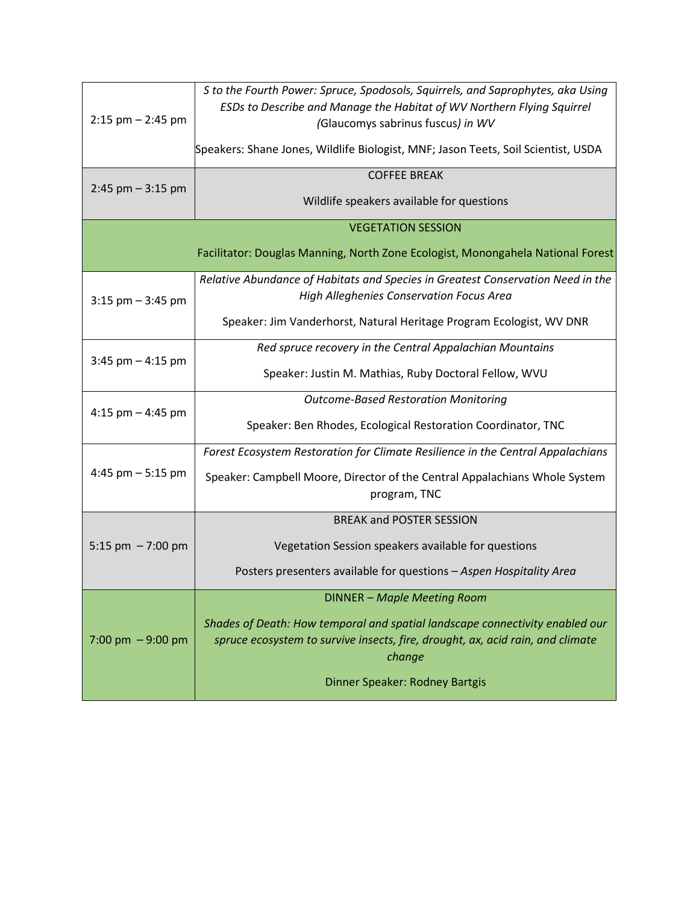| | |
|---|---|
| 2:15 pm – 2:45 pm | *S to the Fourth Power: Spruce, Spodosols, Squirrels, and Saprophytes, aka Using ESDs to Describe and Manage the Habitat of WV Northern Flying Squirrel (*Glaucomys sabrinus fuscus*) in WV*<br><br>Speakers: Shane Jones, Wildlife Biologist, MNF; Jason Teets, Soil Scientist, USDA |
| 2:45 pm – 3:15 pm | COFFEE BREAK<br><br>Wildlife speakers available for questions |
| | VEGETATION SESSION<br><br>Facilitator: Douglas Manning, North Zone Ecologist, Monongahela National Forest |
| 3:15 pm – 3:45 pm | *Relative Abundance of Habitats and Species in Greatest Conservation Need in the High Alleghenies Conservation Focus Area*<br><br>Speaker: Jim Vanderhorst, Natural Heritage Program Ecologist, WV DNR |
| 3:45 pm – 4:15 pm | *Red spruce recovery in the Central Appalachian Mountains*<br><br>Speaker: Justin M. Mathias, Ruby Doctoral Fellow, WVU |
| 4:15 pm – 4:45 pm | *Outcome-Based Restoration Monitoring*<br><br>Speaker: Ben Rhodes, Ecological Restoration Coordinator, TNC |
| 4:45 pm – 5:15 pm | *Forest Ecosystem Restoration for Climate Resilience in the Central Appalachians*<br><br>Speaker: Campbell Moore, Director of the Central Appalachians Whole System program, TNC |
| 5:15 pm – 7:00 pm | BREAK and POSTER SESSION<br><br>Vegetation Session speakers available for questions<br><br>Posters presenters available for questions – *Aspen Hospitality Area* |
| 7:00 pm – 9:00 pm | DINNER – *Maple Meeting Room*<br><br>*Shades of Death: How temporal and spatial landscape connectivity enabled our spruce ecosystem to survive insects, fire, drought, ax, acid rain, and climate change*<br><br>Dinner Speaker: Rodney Bartgis |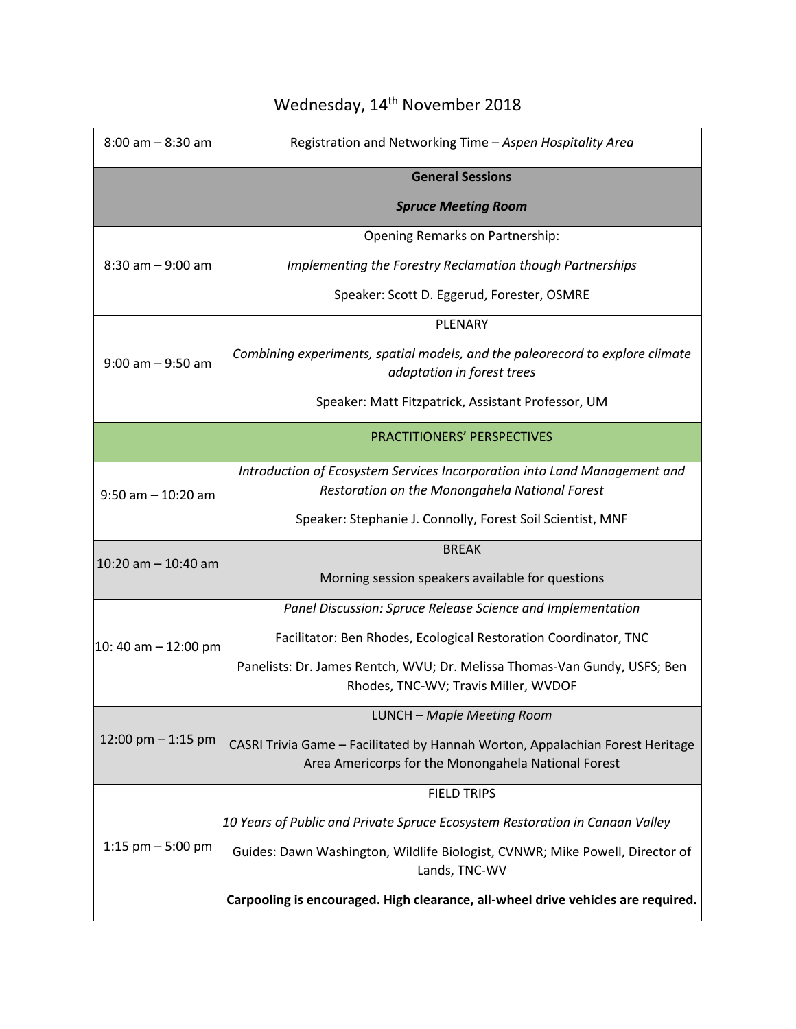# Wednesday, 14th November 2018

| Time | Session |
|---|---|
| 8:00 am – 8:30 am | Registration and Networking Time – *Aspen Hospitality Area* |
| | **General Sessions**<br>***Spruce Meeting Room*** |
| 8:30 am – 9:00 am | Opening Remarks on Partnership:<br>*Implementing the Forestry Reclamation though Partnerships*<br>Speaker: Scott D. Eggerud, Forester, OSMRE |
| 9:00 am – 9:50 am | PLENARY<br>*Combining experiments, spatial models, and the paleorecord to explore climate adaptation in forest trees*<br>Speaker: Matt Fitzpatrick, Assistant Professor, UM |
| | PRACTITIONERS' PERSPECTIVES |
| 9:50 am – 10:20 am | *Introduction of Ecosystem Services Incorporation into Land Management and Restoration on the Monongahela National Forest*<br>Speaker: Stephanie J. Connolly, Forest Soil Scientist, MNF |
| 10:20 am – 10:40 am | BREAK<br>Morning session speakers available for questions |
| 10: 40 am – 12:00 pm | *Panel Discussion: Spruce Release Science and Implementation*<br>Facilitator: Ben Rhodes, Ecological Restoration Coordinator, TNC<br>Panelists: Dr. James Rentch, WVU; Dr. Melissa Thomas-Van Gundy, USFS; Ben Rhodes, TNC-WV; Travis Miller, WVDOF |
| 12:00 pm – 1:15 pm | LUNCH – *Maple Meeting Room*<br>CASRI Trivia Game – Facilitated by Hannah Worton, Appalachian Forest Heritage Area Americorps for the Monongahela National Forest |
| 1:15 pm – 5:00 pm | FIELD TRIPS<br>*10 Years of Public and Private Spruce Ecosystem Restoration in Canaan Valley*<br>Guides: Dawn Washington, Wildlife Biologist, CVNWR; Mike Powell, Director of Lands, TNC-WV<br>**Carpooling is encouraged. High clearance, all-wheel drive vehicles are required.** |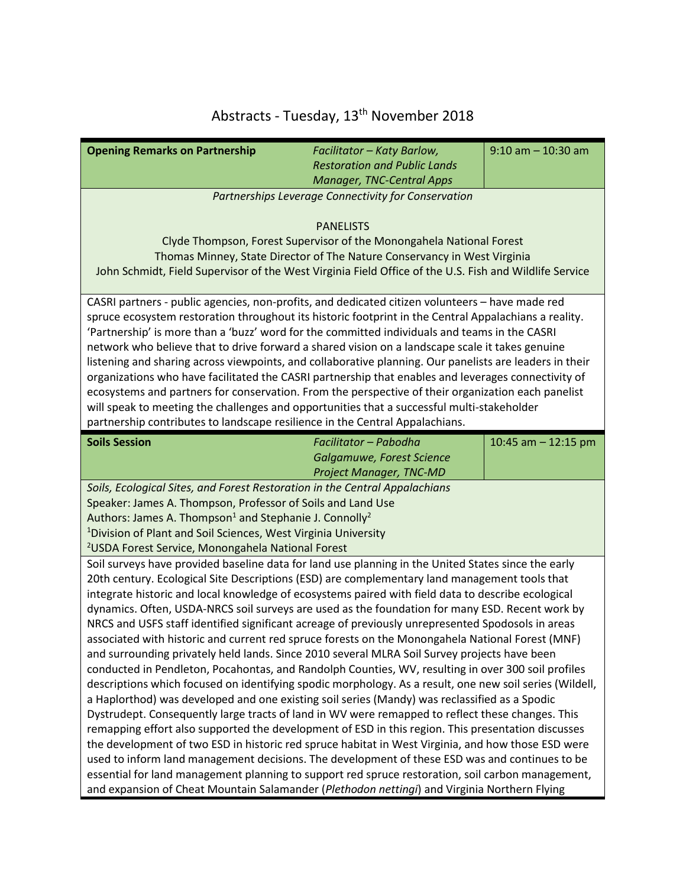# Abstracts - Tuesday, 13th November 2018

| **Opening Remarks on Partnership** | *Facilitator – Katy Barlow, Restoration and Public Lands Manager, TNC-Central Apps* | 9:10 am – 10:30 am |
|---|---|---|

*Partnerships Leverage Connectivity for Conservation*

PANELISTS

Clyde Thompson, Forest Supervisor of the Monongahela National Forest
Thomas Minney, State Director of The Nature Conservancy in West Virginia
John Schmidt, Field Supervisor of the West Virginia Field Office of the U.S. Fish and Wildlife Service

CASRI partners - public agencies, non-profits, and dedicated citizen volunteers – have made red spruce ecosystem restoration throughout its historic footprint in the Central Appalachians a reality. 'Partnership' is more than a 'buzz' word for the committed individuals and teams in the CASRI network who believe that to drive forward a shared vision on a landscape scale it takes genuine listening and sharing across viewpoints, and collaborative planning. Our panelists are leaders in their organizations who have facilitated the CASRI partnership that enables and leverages connectivity of ecosystems and partners for conservation. From the perspective of their organization each panelist will speak to meeting the challenges and opportunities that a successful multi-stakeholder partnership contributes to landscape resilience in the Central Appalachians.

| **Soils Session** | *Facilitator – Pabodha Galgamuwe, Forest Science Project Manager, TNC-MD* | 10:45 am – 12:15 pm |
|---|---|---|

*Soils, Ecological Sites, and Forest Restoration in the Central Appalachians*
Speaker: James A. Thompson, Professor of Soils and Land Use
Authors: James A. Thompson[1] and Stephanie J. Connolly[2]
[1]Division of Plant and Soil Sciences, West Virginia University
[2]USDA Forest Service, Monongahela National Forest

Soil surveys have provided baseline data for land use planning in the United States since the early 20th century. Ecological Site Descriptions (ESD) are complementary land management tools that integrate historic and local knowledge of ecosystems paired with field data to describe ecological dynamics. Often, USDA-NRCS soil surveys are used as the foundation for many ESD. Recent work by NRCS and USFS staff identified significant acreage of previously unrepresented Spodosols in areas associated with historic and current red spruce forests on the Monongahela National Forest (MNF) and surrounding privately held lands. Since 2010 several MLRA Soil Survey projects have been conducted in Pendleton, Pocahontas, and Randolph Counties, WV, resulting in over 300 soil profiles descriptions which focused on identifying spodic morphology. As a result, one new soil series (Wildell, a Haplorthod) was developed and one existing soil series (Mandy) was reclassified as a Spodic Dystrudept. Consequently large tracts of land in WV were remapped to reflect these changes. This remapping effort also supported the development of ESD in this region. This presentation discusses the development of two ESD in historic red spruce habitat in West Virginia, and how those ESD were used to inform land management decisions. The development of these ESD was and continues to be essential for land management planning to support red spruce restoration, soil carbon management, and expansion of Cheat Mountain Salamander (*Plethodon nettingi*) and Virginia Northern Flying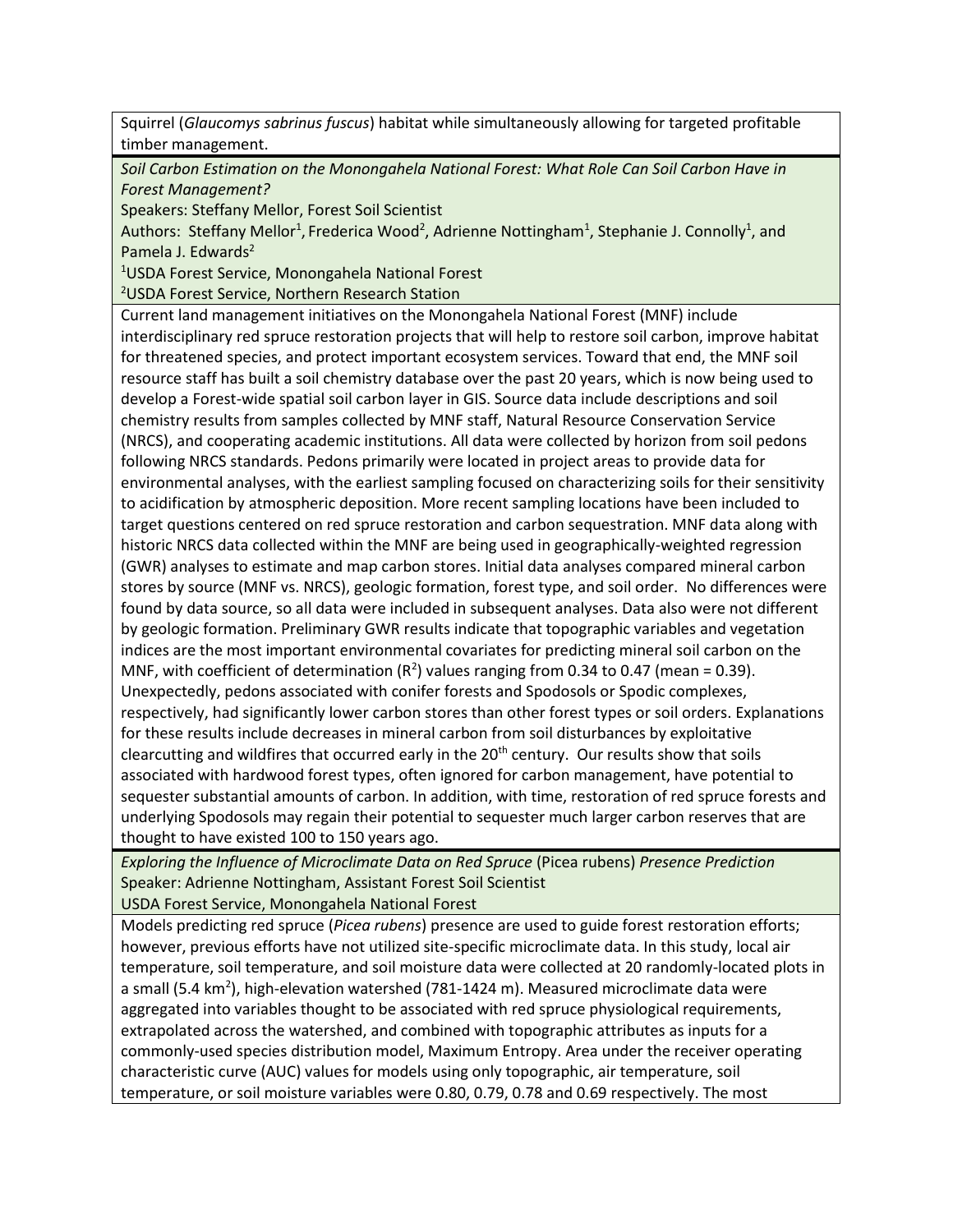Squirrel (*Glaucomys sabrinus fuscus*) habitat while simultaneously allowing for targeted profitable timber management.

*Soil Carbon Estimation on the Monongahela National Forest: What Role Can Soil Carbon Have in Forest Management?*

Speakers: Steffany Mellor, Forest Soil Scientist

Authors: Steffany Mellor[1], Frederica Wood[2], Adrienne Nottingham[1], Stephanie J. Connolly[1], and Pamela J. Edwards[2]

[1]USDA Forest Service, Monongahela National Forest

[2]USDA Forest Service, Northern Research Station

Current land management initiatives on the Monongahela National Forest (MNF) include interdisciplinary red spruce restoration projects that will help to restore soil carbon, improve habitat for threatened species, and protect important ecosystem services. Toward that end, the MNF soil resource staff has built a soil chemistry database over the past 20 years, which is now being used to develop a Forest-wide spatial soil carbon layer in GIS. Source data include descriptions and soil chemistry results from samples collected by MNF staff, Natural Resource Conservation Service (NRCS), and cooperating academic institutions. All data were collected by horizon from soil pedons following NRCS standards. Pedons primarily were located in project areas to provide data for environmental analyses, with the earliest sampling focused on characterizing soils for their sensitivity to acidification by atmospheric deposition. More recent sampling locations have been included to target questions centered on red spruce restoration and carbon sequestration. MNF data along with historic NRCS data collected within the MNF are being used in geographically-weighted regression (GWR) analyses to estimate and map carbon stores. Initial data analyses compared mineral carbon stores by source (MNF vs. NRCS), geologic formation, forest type, and soil order. No differences were found by data source, so all data were included in subsequent analyses. Data also were not different by geologic formation. Preliminary GWR results indicate that topographic variables and vegetation indices are the most important environmental covariates for predicting mineral soil carbon on the MNF, with coefficient of determination ($R^2$) values ranging from 0.34 to 0.47 (mean = 0.39). Unexpectedly, pedons associated with conifer forests and Spodosols or Spodic complexes, respectively, had significantly lower carbon stores than other forest types or soil orders. Explanations for these results include decreases in mineral carbon from soil disturbances by exploitative clearcutting and wildfires that occurred early in the 20th century. Our results show that soils associated with hardwood forest types, often ignored for carbon management, have potential to sequester substantial amounts of carbon. In addition, with time, restoration of red spruce forests and underlying Spodosols may regain their potential to sequester much larger carbon reserves that are thought to have existed 100 to 150 years ago.

*Exploring the Influence of Microclimate Data on Red Spruce* (Picea rubens) *Presence Prediction*

Speaker: Adrienne Nottingham, Assistant Forest Soil Scientist

USDA Forest Service, Monongahela National Forest

Models predicting red spruce (*Picea rubens*) presence are used to guide forest restoration efforts; however, previous efforts have not utilized site-specific microclimate data. In this study, local air temperature, soil temperature, and soil moisture data were collected at 20 randomly-located plots in a small (5.4 $km^2$), high-elevation watershed (781-1424 m). Measured microclimate data were aggregated into variables thought to be associated with red spruce physiological requirements, extrapolated across the watershed, and combined with topographic attributes as inputs for a commonly-used species distribution model, Maximum Entropy. Area under the receiver operating characteristic curve (AUC) values for models using only topographic, air temperature, soil temperature, or soil moisture variables were 0.80, 0.79, 0.78 and 0.69 respectively. The most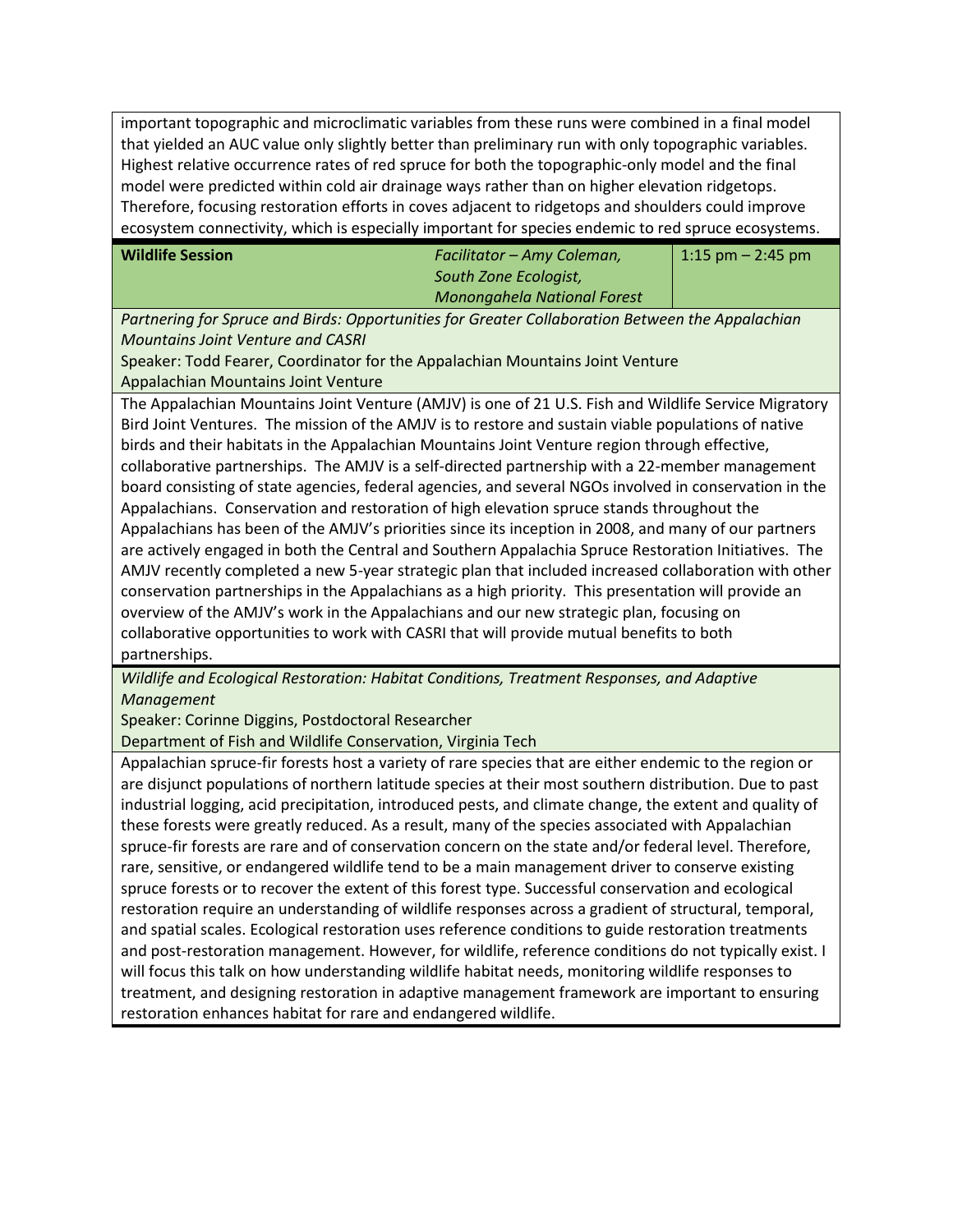important topographic and microclimatic variables from these runs were combined in a final model that yielded an AUC value only slightly better than preliminary run with only topographic variables. Highest relative occurrence rates of red spruce for both the topographic-only model and the final model were predicted within cold air drainage ways rather than on higher elevation ridgetops. Therefore, focusing restoration efforts in coves adjacent to ridgetops and shoulders could improve ecosystem connectivity, which is especially important for species endemic to red spruce ecosystems.

| **Wildlife Session** | *Facilitator – Amy Coleman, South Zone Ecologist, Monongahela National Forest* | 1:15 pm – 2:45 pm |
|---|---|---|

*Partnering for Spruce and Birds: Opportunities for Greater Collaboration Between the Appalachian Mountains Joint Venture and CASRI*

Speaker: Todd Fearer, Coordinator for the Appalachian Mountains Joint Venture
Appalachian Mountains Joint Venture

The Appalachian Mountains Joint Venture (AMJV) is one of 21 U.S. Fish and Wildlife Service Migratory Bird Joint Ventures. The mission of the AMJV is to restore and sustain viable populations of native birds and their habitats in the Appalachian Mountains Joint Venture region through effective, collaborative partnerships. The AMJV is a self-directed partnership with a 22-member management board consisting of state agencies, federal agencies, and several NGOs involved in conservation in the Appalachians. Conservation and restoration of high elevation spruce stands throughout the Appalachians has been of the AMJV's priorities since its inception in 2008, and many of our partners are actively engaged in both the Central and Southern Appalachia Spruce Restoration Initiatives. The AMJV recently completed a new 5-year strategic plan that included increased collaboration with other conservation partnerships in the Appalachians as a high priority. This presentation will provide an overview of the AMJV's work in the Appalachians and our new strategic plan, focusing on collaborative opportunities to work with CASRI that will provide mutual benefits to both partnerships.

*Wildlife and Ecological Restoration: Habitat Conditions, Treatment Responses, and Adaptive Management*

Speaker: Corinne Diggins, Postdoctoral Researcher
Department of Fish and Wildlife Conservation, Virginia Tech

Appalachian spruce-fir forests host a variety of rare species that are either endemic to the region or are disjunct populations of northern latitude species at their most southern distribution. Due to past industrial logging, acid precipitation, introduced pests, and climate change, the extent and quality of these forests were greatly reduced. As a result, many of the species associated with Appalachian spruce-fir forests are rare and of conservation concern on the state and/or federal level. Therefore, rare, sensitive, or endangered wildlife tend to be a main management driver to conserve existing spruce forests or to recover the extent of this forest type. Successful conservation and ecological restoration require an understanding of wildlife responses across a gradient of structural, temporal, and spatial scales. Ecological restoration uses reference conditions to guide restoration treatments and post-restoration management. However, for wildlife, reference conditions do not typically exist. I will focus this talk on how understanding wildlife habitat needs, monitoring wildlife responses to treatment, and designing restoration in adaptive management framework are important to ensuring restoration enhances habitat for rare and endangered wildlife.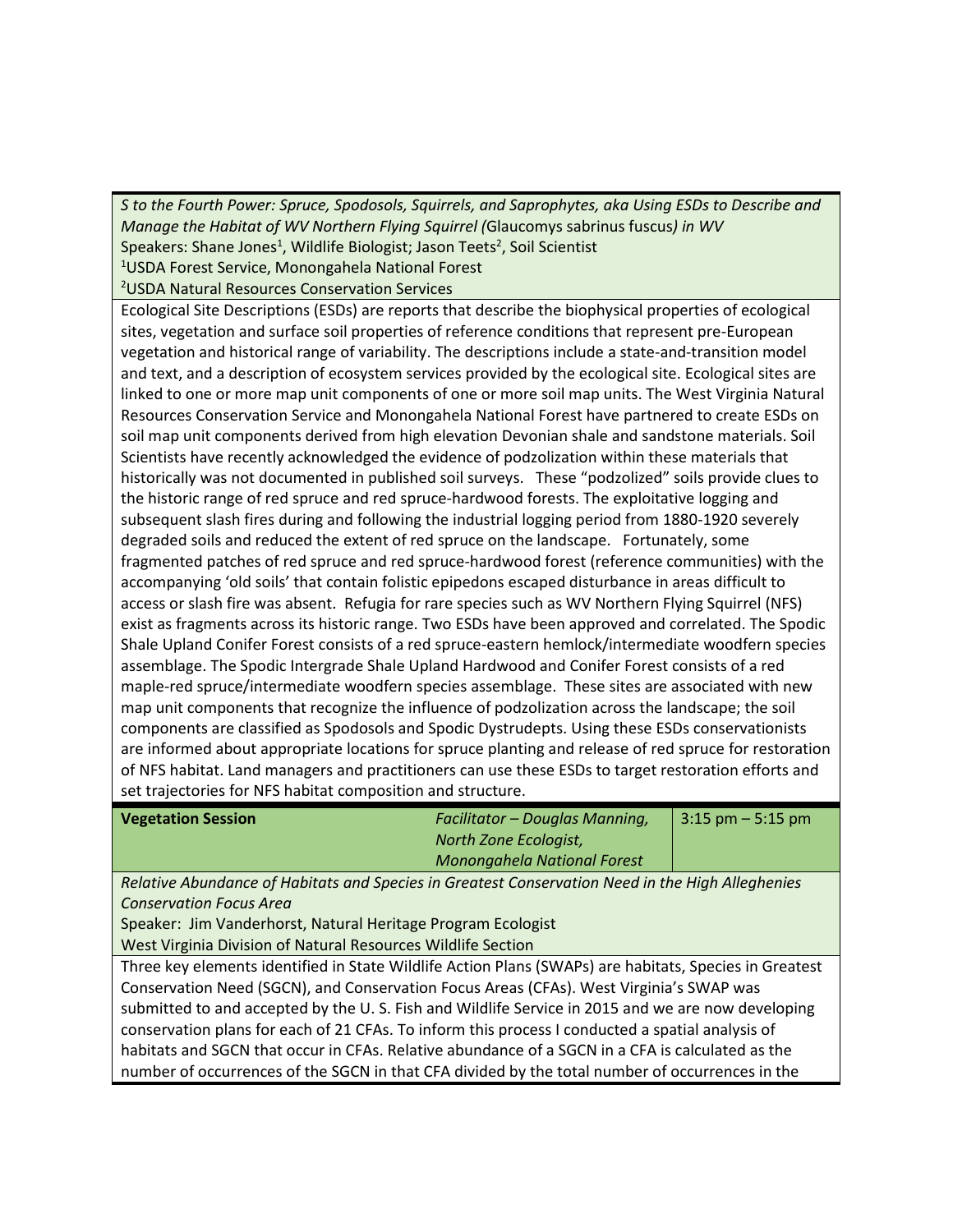*S to the Fourth Power: Spruce, Spodosols, Squirrels, and Saprophytes, aka Using ESDs to Describe and Manage the Habitat of WV Northern Flying Squirrel (*Glaucomys sabrinus fuscus*) in WV*
Speakers: Shane Jones[1], Wildlife Biologist; Jason Teets[2], Soil Scientist
[1]USDA Forest Service, Monongahela National Forest
[2]USDA Natural Resources Conservation Services

Ecological Site Descriptions (ESDs) are reports that describe the biophysical properties of ecological sites, vegetation and surface soil properties of reference conditions that represent pre-European vegetation and historical range of variability. The descriptions include a state-and-transition model and text, and a description of ecosystem services provided by the ecological site. Ecological sites are linked to one or more map unit components of one or more soil map units. The West Virginia Natural Resources Conservation Service and Monongahela National Forest have partnered to create ESDs on soil map unit components derived from high elevation Devonian shale and sandstone materials. Soil Scientists have recently acknowledged the evidence of podzolization within these materials that historically was not documented in published soil surveys. These "podzolized" soils provide clues to the historic range of red spruce and red spruce-hardwood forests. The exploitative logging and subsequent slash fires during and following the industrial logging period from 1880-1920 severely degraded soils and reduced the extent of red spruce on the landscape. Fortunately, some fragmented patches of red spruce and red spruce-hardwood forest (reference communities) with the accompanying 'old soils' that contain folistic epipedons escaped disturbance in areas difficult to access or slash fire was absent. Refugia for rare species such as WV Northern Flying Squirrel (NFS) exist as fragments across its historic range. Two ESDs have been approved and correlated. The Spodic Shale Upland Conifer Forest consists of a red spruce-eastern hemlock/intermediate woodfern species assemblage. The Spodic Intergrade Shale Upland Hardwood and Conifer Forest consists of a red maple-red spruce/intermediate woodfern species assemblage. These sites are associated with new map unit components that recognize the influence of podzolization across the landscape; the soil components are classified as Spodosols and Spodic Dystrudepts. Using these ESDs conservationists are informed about appropriate locations for spruce planting and release of red spruce for restoration of NFS habitat. Land managers and practitioners can use these ESDs to target restoration efforts and set trajectories for NFS habitat composition and structure.

| **Vegetation Session** | *Facilitator – Douglas Manning, North Zone Ecologist, Monongahela National Forest* | 3:15 pm – 5:15 pm |
|---|---|---|

*Relative Abundance of Habitats and Species in Greatest Conservation Need in the High Alleghenies Conservation Focus Area*
Speaker: Jim Vanderhorst, Natural Heritage Program Ecologist
West Virginia Division of Natural Resources Wildlife Section

Three key elements identified in State Wildlife Action Plans (SWAPs) are habitats, Species in Greatest Conservation Need (SGCN), and Conservation Focus Areas (CFAs). West Virginia's SWAP was submitted to and accepted by the U. S. Fish and Wildlife Service in 2015 and we are now developing conservation plans for each of 21 CFAs. To inform this process I conducted a spatial analysis of habitats and SGCN that occur in CFAs. Relative abundance of a SGCN in a CFA is calculated as the number of occurrences of the SGCN in that CFA divided by the total number of occurrences in the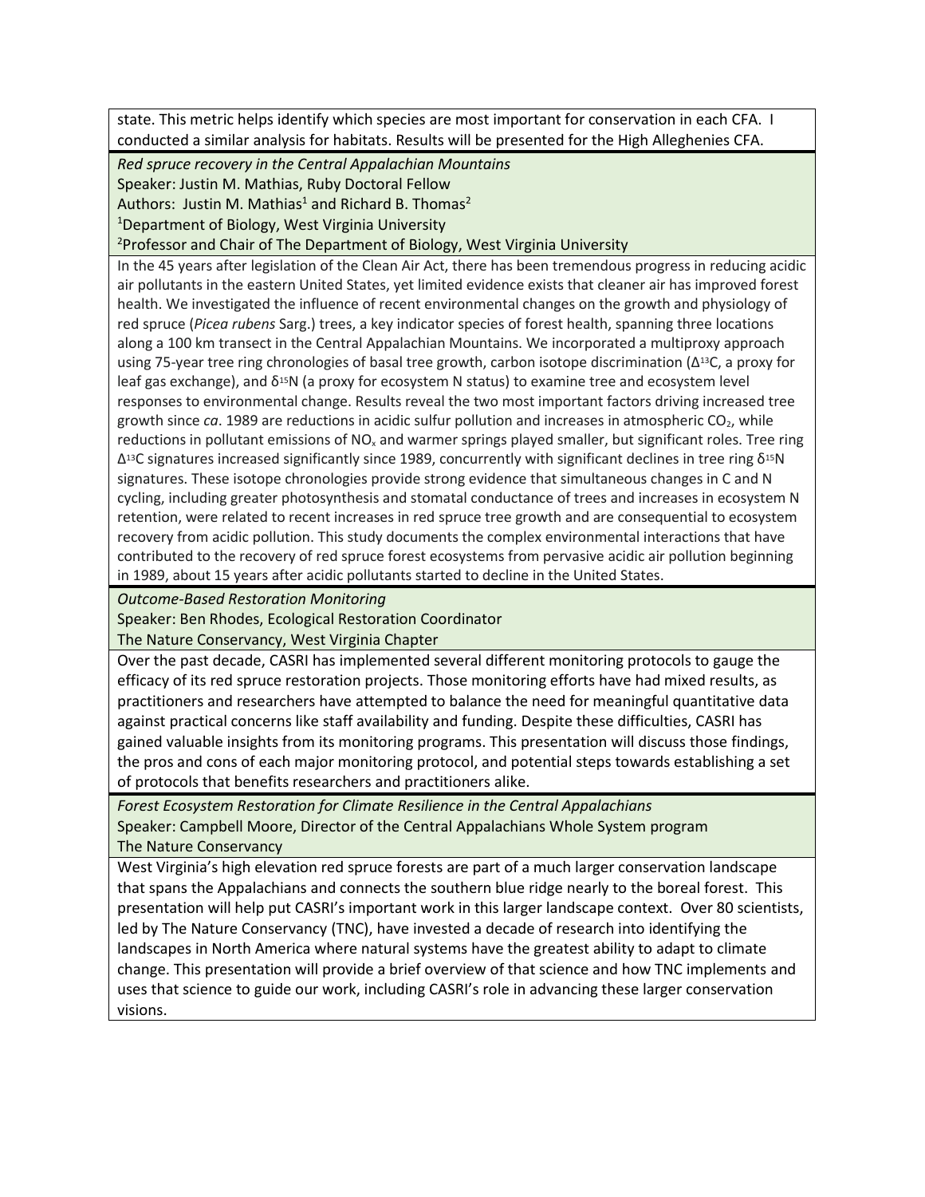state. This metric helps identify which species are most important for conservation in each CFA. I conducted a similar analysis for habitats. Results will be presented for the High Alleghenies CFA.

*Red spruce recovery in the Central Appalachian Mountains*
Speaker: Justin M. Mathias, Ruby Doctoral Fellow
Authors: Justin M. Mathias[1] and Richard B. Thomas[2]
[1]Department of Biology, West Virginia University
[2]Professor and Chair of The Department of Biology, West Virginia University

In the 45 years after legislation of the Clean Air Act, there has been tremendous progress in reducing acidic air pollutants in the eastern United States, yet limited evidence exists that cleaner air has improved forest health. We investigated the influence of recent environmental changes on the growth and physiology of red spruce (*Picea rubens* Sarg.) trees, a key indicator species of forest health, spanning three locations along a 100 km transect in the Central Appalachian Mountains. We incorporated a multiproxy approach using 75-year tree ring chronologies of basal tree growth, carbon isotope discrimination ($\Delta^{13}C$, a proxy for leaf gas exchange), and $\delta^{15}N$ (a proxy for ecosystem N status) to examine tree and ecosystem level responses to environmental change. Results reveal the two most important factors driving increased tree growth since *ca*. 1989 are reductions in acidic sulfur pollution and increases in atmospheric $CO_2$, while reductions in pollutant emissions of $NO_x$ and warmer springs played smaller, but significant roles. Tree ring $\Delta^{13}C$ signatures increased significantly since 1989, concurrently with significant declines in tree ring $\delta^{15}N$ signatures. These isotope chronologies provide strong evidence that simultaneous changes in C and N cycling, including greater photosynthesis and stomatal conductance of trees and increases in ecosystem N retention, were related to recent increases in red spruce tree growth and are consequential to ecosystem recovery from acidic pollution. This study documents the complex environmental interactions that have contributed to the recovery of red spruce forest ecosystems from pervasive acidic air pollution beginning in 1989, about 15 years after acidic pollutants started to decline in the United States.

*Outcome-Based Restoration Monitoring*
Speaker: Ben Rhodes, Ecological Restoration Coordinator
The Nature Conservancy, West Virginia Chapter

Over the past decade, CASRI has implemented several different monitoring protocols to gauge the efficacy of its red spruce restoration projects. Those monitoring efforts have had mixed results, as practitioners and researchers have attempted to balance the need for meaningful quantitative data against practical concerns like staff availability and funding. Despite these difficulties, CASRI has gained valuable insights from its monitoring programs. This presentation will discuss those findings, the pros and cons of each major monitoring protocol, and potential steps towards establishing a set of protocols that benefits researchers and practitioners alike.

*Forest Ecosystem Restoration for Climate Resilience in the Central Appalachians*
Speaker: Campbell Moore, Director of the Central Appalachians Whole System program
The Nature Conservancy

West Virginia's high elevation red spruce forests are part of a much larger conservation landscape that spans the Appalachians and connects the southern blue ridge nearly to the boreal forest. This presentation will help put CASRI's important work in this larger landscape context. Over 80 scientists, led by The Nature Conservancy (TNC), have invested a decade of research into identifying the landscapes in North America where natural systems have the greatest ability to adapt to climate change. This presentation will provide a brief overview of that science and how TNC implements and uses that science to guide our work, including CASRI's role in advancing these larger conservation visions.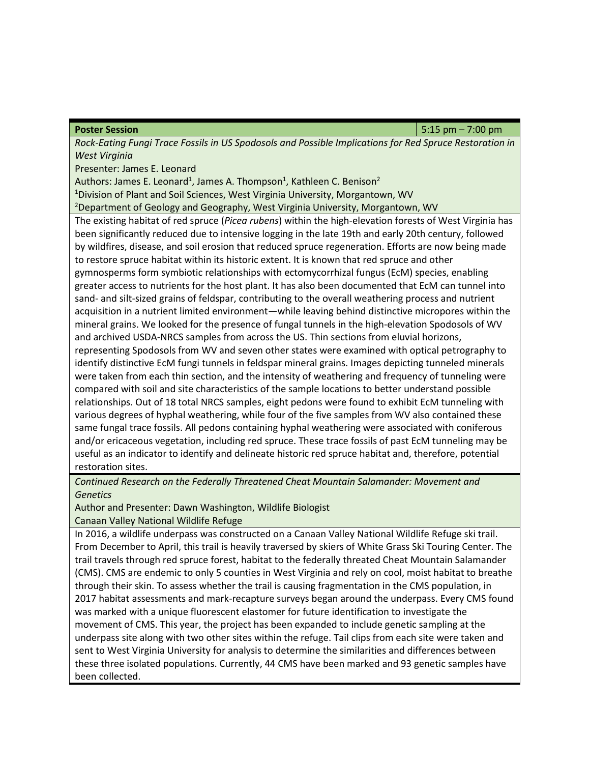**Poster Session** | 5:15 pm – 7:00 pm

*Rock-Eating Fungi Trace Fossils in US Spodosols and Possible Implications for Red Spruce Restoration in West Virginia*

Presenter: James E. Leonard

Authors: James E. Leonard[1], James A. Thompson[1], Kathleen C. Benison[2]

[1]Division of Plant and Soil Sciences, West Virginia University, Morgantown, WV

[2]Department of Geology and Geography, West Virginia University, Morgantown, WV

The existing habitat of red spruce (*Picea rubens*) within the high-elevation forests of West Virginia has been significantly reduced due to intensive logging in the late 19th and early 20th century, followed by wildfires, disease, and soil erosion that reduced spruce regeneration. Efforts are now being made to restore spruce habitat within its historic extent. It is known that red spruce and other gymnosperms form symbiotic relationships with ectomycorrhizal fungus (EcM) species, enabling greater access to nutrients for the host plant. It has also been documented that EcM can tunnel into sand- and silt-sized grains of feldspar, contributing to the overall weathering process and nutrient acquisition in a nutrient limited environment—while leaving behind distinctive micropores within the mineral grains. We looked for the presence of fungal tunnels in the high-elevation Spodosols of WV and archived USDA-NRCS samples from across the US. Thin sections from eluvial horizons, representing Spodosols from WV and seven other states were examined with optical petrography to identify distinctive EcM fungi tunnels in feldspar mineral grains. Images depicting tunneled minerals were taken from each thin section, and the intensity of weathering and frequency of tunneling were compared with soil and site characteristics of the sample locations to better understand possible relationships. Out of 18 total NRCS samples, eight pedons were found to exhibit EcM tunneling with various degrees of hyphal weathering, while four of the five samples from WV also contained these same fungal trace fossils. All pedons containing hyphal weathering were associated with coniferous and/or ericaceous vegetation, including red spruce. These trace fossils of past EcM tunneling may be useful as an indicator to identify and delineate historic red spruce habitat and, therefore, potential restoration sites.

*Continued Research on the Federally Threatened Cheat Mountain Salamander: Movement and Genetics*

Author and Presenter: Dawn Washington, Wildlife Biologist

Canaan Valley National Wildlife Refuge

In 2016, a wildlife underpass was constructed on a Canaan Valley National Wildlife Refuge ski trail. From December to April, this trail is heavily traversed by skiers of White Grass Ski Touring Center. The trail travels through red spruce forest, habitat to the federally threated Cheat Mountain Salamander (CMS). CMS are endemic to only 5 counties in West Virginia and rely on cool, moist habitat to breathe through their skin. To assess whether the trail is causing fragmentation in the CMS population, in 2017 habitat assessments and mark-recapture surveys began around the underpass. Every CMS found was marked with a unique fluorescent elastomer for future identification to investigate the movement of CMS. This year, the project has been expanded to include genetic sampling at the underpass site along with two other sites within the refuge. Tail clips from each site were taken and sent to West Virginia University for analysis to determine the similarities and differences between these three isolated populations. Currently, 44 CMS have been marked and 93 genetic samples have been collected.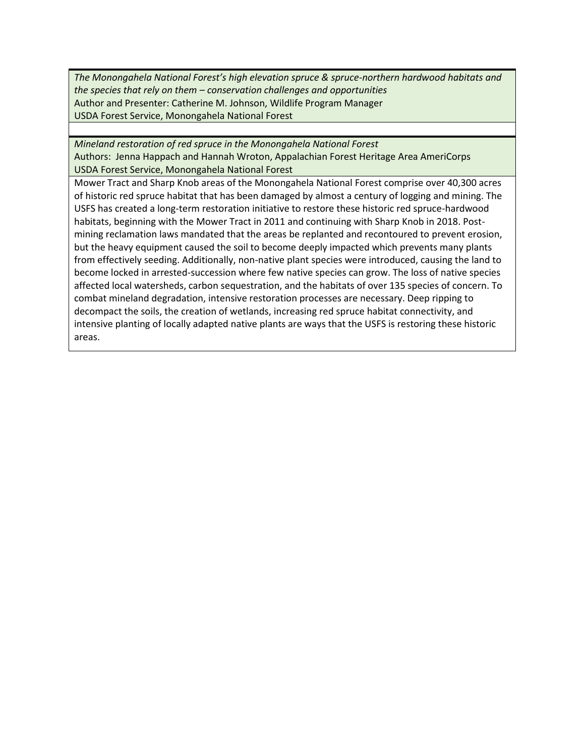*The Monongahela National Forest's high elevation spruce & spruce-northern hardwood habitats and the species that rely on them – conservation challenges and opportunities*
Author and Presenter: Catherine M. Johnson, Wildlife Program Manager
USDA Forest Service, Monongahela National Forest

*Mineland restoration of red spruce in the Monongahela National Forest*
Authors: Jenna Happach and Hannah Wroton, Appalachian Forest Heritage Area AmeriCorps
USDA Forest Service, Monongahela National Forest

Mower Tract and Sharp Knob areas of the Monongahela National Forest comprise over 40,300 acres of historic red spruce habitat that has been damaged by almost a century of logging and mining. The USFS has created a long-term restoration initiative to restore these historic red spruce-hardwood habitats, beginning with the Mower Tract in 2011 and continuing with Sharp Knob in 2018. Post-mining reclamation laws mandated that the areas be replanted and recontoured to prevent erosion, but the heavy equipment caused the soil to become deeply impacted which prevents many plants from effectively seeding. Additionally, non-native plant species were introduced, causing the land to become locked in arrested-succession where few native species can grow. The loss of native species affected local watersheds, carbon sequestration, and the habitats of over 135 species of concern. To combat mineland degradation, intensive restoration processes are necessary. Deep ripping to decompact the soils, the creation of wetlands, increasing red spruce habitat connectivity, and intensive planting of locally adapted native plants are ways that the USFS is restoring these historic areas.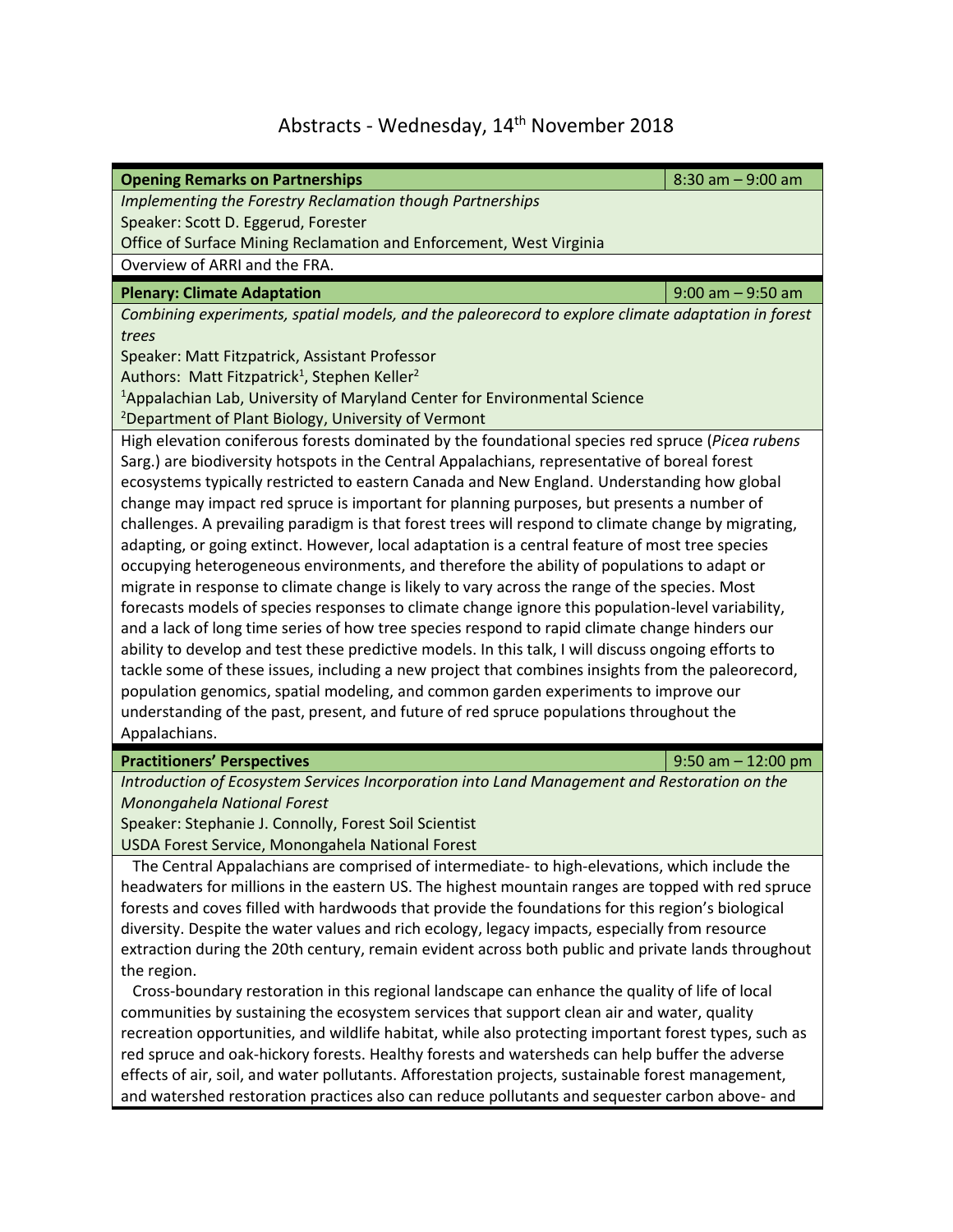# Abstracts - Wednesday, 14th November 2018

**Opening Remarks on Partnerships** | 8:30 am – 9:00 am

*Implementing the Forestry Reclamation though Partnerships*
Speaker: Scott D. Eggerud, Forester
Office of Surface Mining Reclamation and Enforcement, West Virginia

Overview of ARRI and the FRA.

**Plenary: Climate Adaptation** | 9:00 am – 9:50 am

*Combining experiments, spatial models, and the paleorecord to explore climate adaptation in forest trees*
Speaker: Matt Fitzpatrick, Assistant Professor
Authors: Matt Fitzpatrick[1], Stephen Keller[2]
[1]Appalachian Lab, University of Maryland Center for Environmental Science
[2]Department of Plant Biology, University of Vermont

High elevation coniferous forests dominated by the foundational species red spruce (*Picea rubens* Sarg.) are biodiversity hotspots in the Central Appalachians, representative of boreal forest ecosystems typically restricted to eastern Canada and New England. Understanding how global change may impact red spruce is important for planning purposes, but presents a number of challenges. A prevailing paradigm is that forest trees will respond to climate change by migrating, adapting, or going extinct. However, local adaptation is a central feature of most tree species occupying heterogeneous environments, and therefore the ability of populations to adapt or migrate in response to climate change is likely to vary across the range of the species. Most forecasts models of species responses to climate change ignore this population-level variability, and a lack of long time series of how tree species respond to rapid climate change hinders our ability to develop and test these predictive models. In this talk, I will discuss ongoing efforts to tackle some of these issues, including a new project that combines insights from the paleorecord, population genomics, spatial modeling, and common garden experiments to improve our understanding of the past, present, and future of red spruce populations throughout the Appalachians.

**Practitioners' Perspectives** | 9:50 am – 12:00 pm

*Introduction of Ecosystem Services Incorporation into Land Management and Restoration on the Monongahela National Forest*
Speaker: Stephanie J. Connolly, Forest Soil Scientist
USDA Forest Service, Monongahela National Forest

The Central Appalachians are comprised of intermediate- to high-elevations, which include the headwaters for millions in the eastern US. The highest mountain ranges are topped with red spruce forests and coves filled with hardwoods that provide the foundations for this region's biological diversity. Despite the water values and rich ecology, legacy impacts, especially from resource extraction during the 20th century, remain evident across both public and private lands throughout the region.

Cross-boundary restoration in this regional landscape can enhance the quality of life of local communities by sustaining the ecosystem services that support clean air and water, quality recreation opportunities, and wildlife habitat, while also protecting important forest types, such as red spruce and oak-hickory forests. Healthy forests and watersheds can help buffer the adverse effects of air, soil, and water pollutants. Afforestation projects, sustainable forest management, and watershed restoration practices also can reduce pollutants and sequester carbon above- and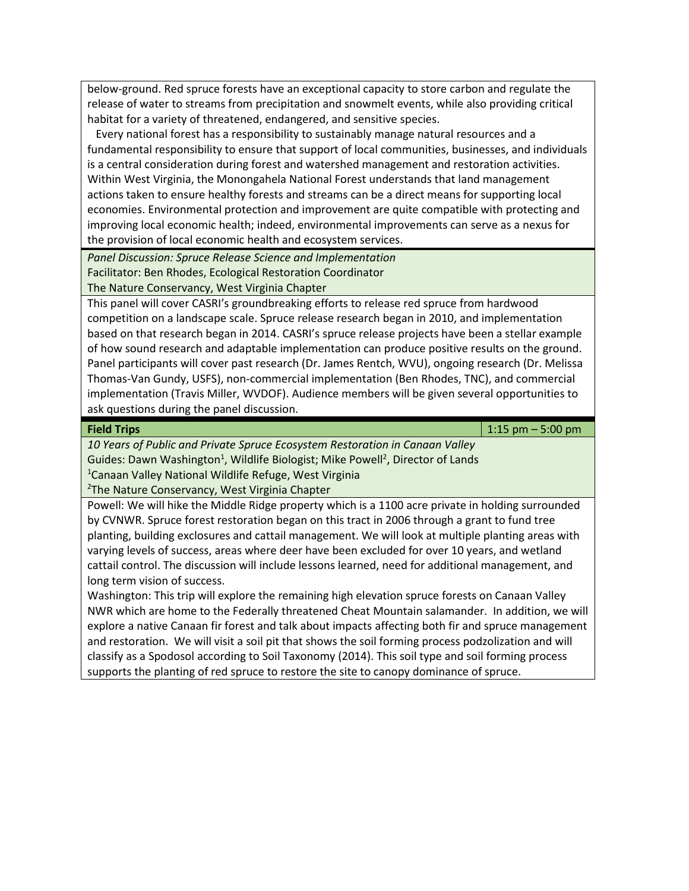below-ground. Red spruce forests have an exceptional capacity to store carbon and regulate the release of water to streams from precipitation and snowmelt events, while also providing critical habitat for a variety of threatened, endangered, and sensitive species.

Every national forest has a responsibility to sustainably manage natural resources and a fundamental responsibility to ensure that support of local communities, businesses, and individuals is a central consideration during forest and watershed management and restoration activities. Within West Virginia, the Monongahela National Forest understands that land management actions taken to ensure healthy forests and streams can be a direct means for supporting local economies. Environmental protection and improvement are quite compatible with protecting and improving local economic health; indeed, environmental improvements can serve as a nexus for the provision of local economic health and ecosystem services.

*Panel Discussion: Spruce Release Science and Implementation*
Facilitator: Ben Rhodes, Ecological Restoration Coordinator
The Nature Conservancy, West Virginia Chapter

This panel will cover CASRI's groundbreaking efforts to release red spruce from hardwood competition on a landscape scale. Spruce release research began in 2010, and implementation based on that research began in 2014. CASRI's spruce release projects have been a stellar example of how sound research and adaptable implementation can produce positive results on the ground. Panel participants will cover past research (Dr. James Rentch, WVU), ongoing research (Dr. Melissa Thomas-Van Gundy, USFS), non-commercial implementation (Ben Rhodes, TNC), and commercial implementation (Travis Miller, WVDOF). Audience members will be given several opportunities to ask questions during the panel discussion.

**Field Trips** — 1:15 pm – 5:00 pm

*10 Years of Public and Private Spruce Ecosystem Restoration in Canaan Valley*
Guides: Dawn Washington[1], Wildlife Biologist; Mike Powell[2], Director of Lands
[1]Canaan Valley National Wildlife Refuge, West Virginia
[2]The Nature Conservancy, West Virginia Chapter

Powell: We will hike the Middle Ridge property which is a 1100 acre private in holding surrounded by CVNWR. Spruce forest restoration began on this tract in 2006 through a grant to fund tree planting, building exclosures and cattail management. We will look at multiple planting areas with varying levels of success, areas where deer have been excluded for over 10 years, and wetland cattail control. The discussion will include lessons learned, need for additional management, and long term vision of success.

Washington: This trip will explore the remaining high elevation spruce forests on Canaan Valley NWR which are home to the Federally threatened Cheat Mountain salamander. In addition, we will explore a native Canaan fir forest and talk about impacts affecting both fir and spruce management and restoration. We will visit a soil pit that shows the soil forming process podzolization and will classify as a Spodosol according to Soil Taxonomy (2014). This soil type and soil forming process supports the planting of red spruce to restore the site to canopy dominance of spruce.